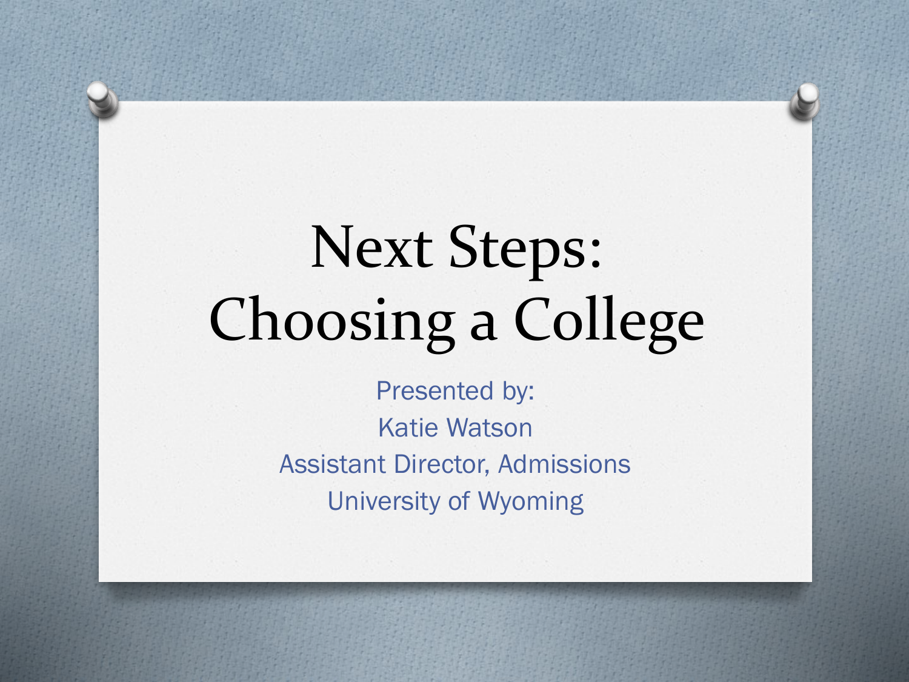# Next Steps: Choosing a College

Presented by:
Katie Watson
Assistant Director, Admissions
University of Wyoming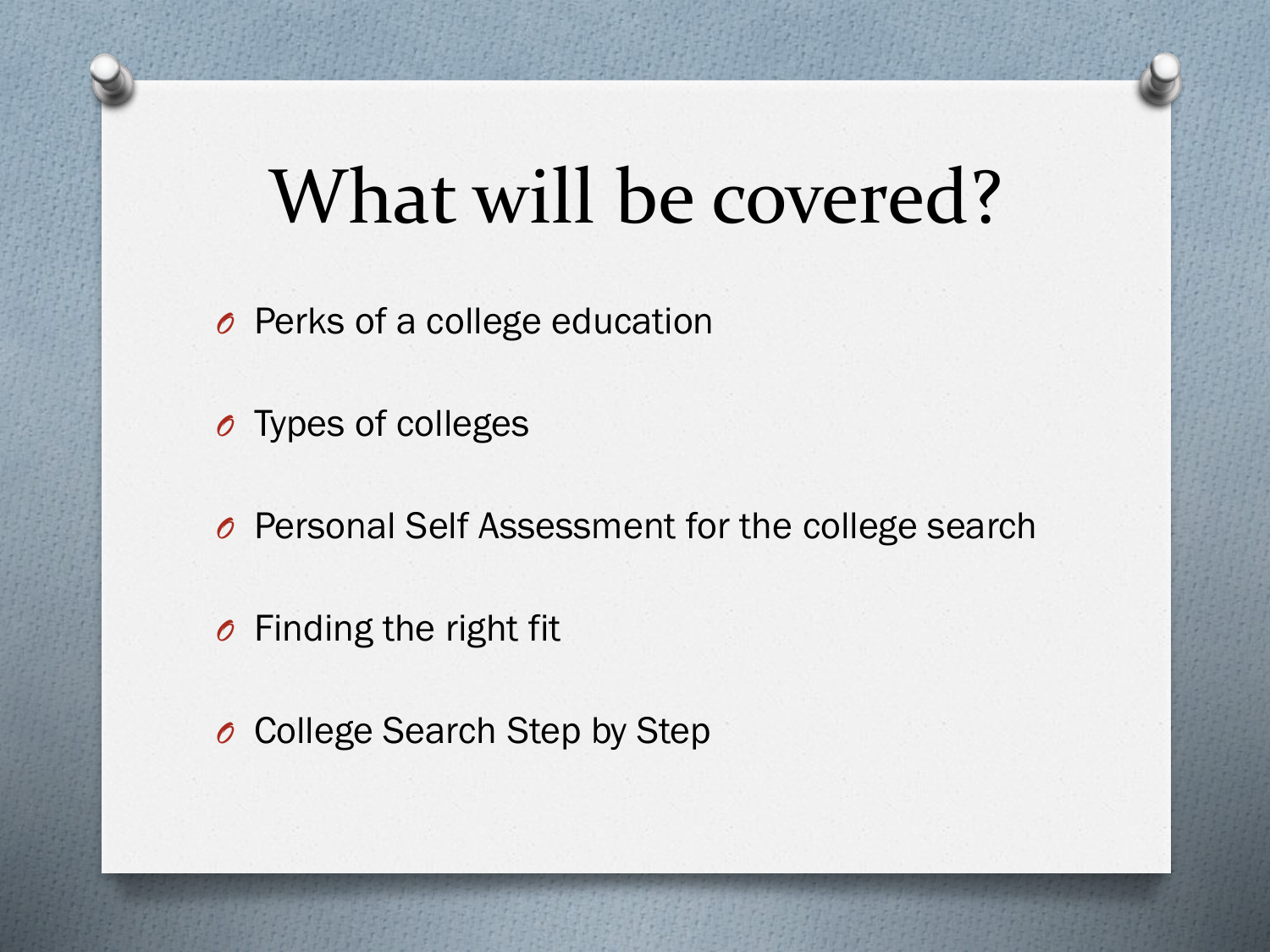# What will be covered?

- Perks of a college education
- Types of colleges
- Personal Self Assessment for the college search
- Finding the right fit
- College Search Step by Step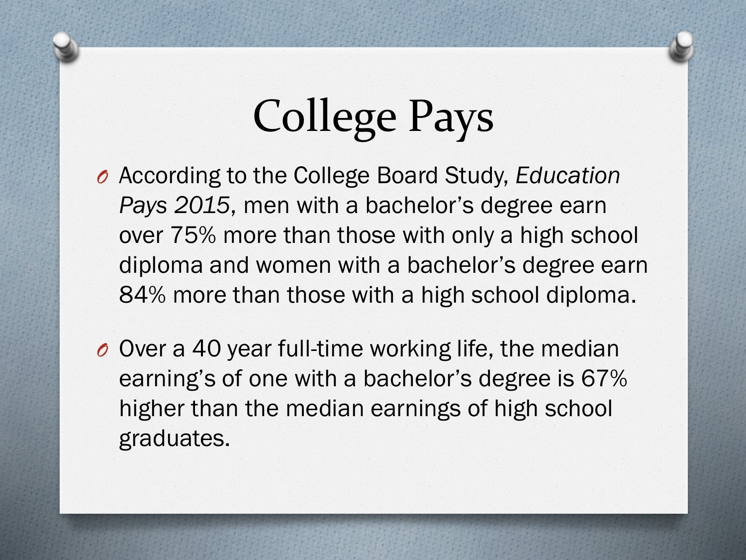# College Pays

- According to the College Board Study, *Education Pays 2015*, men with a bachelor's degree earn over 75% more than those with only a high school diploma and women with a bachelor's degree earn 84% more than those with a high school diploma.
- Over a 40 year full-time working life, the median earning's of one with a bachelor's degree is 67% higher than the median earnings of high school graduates.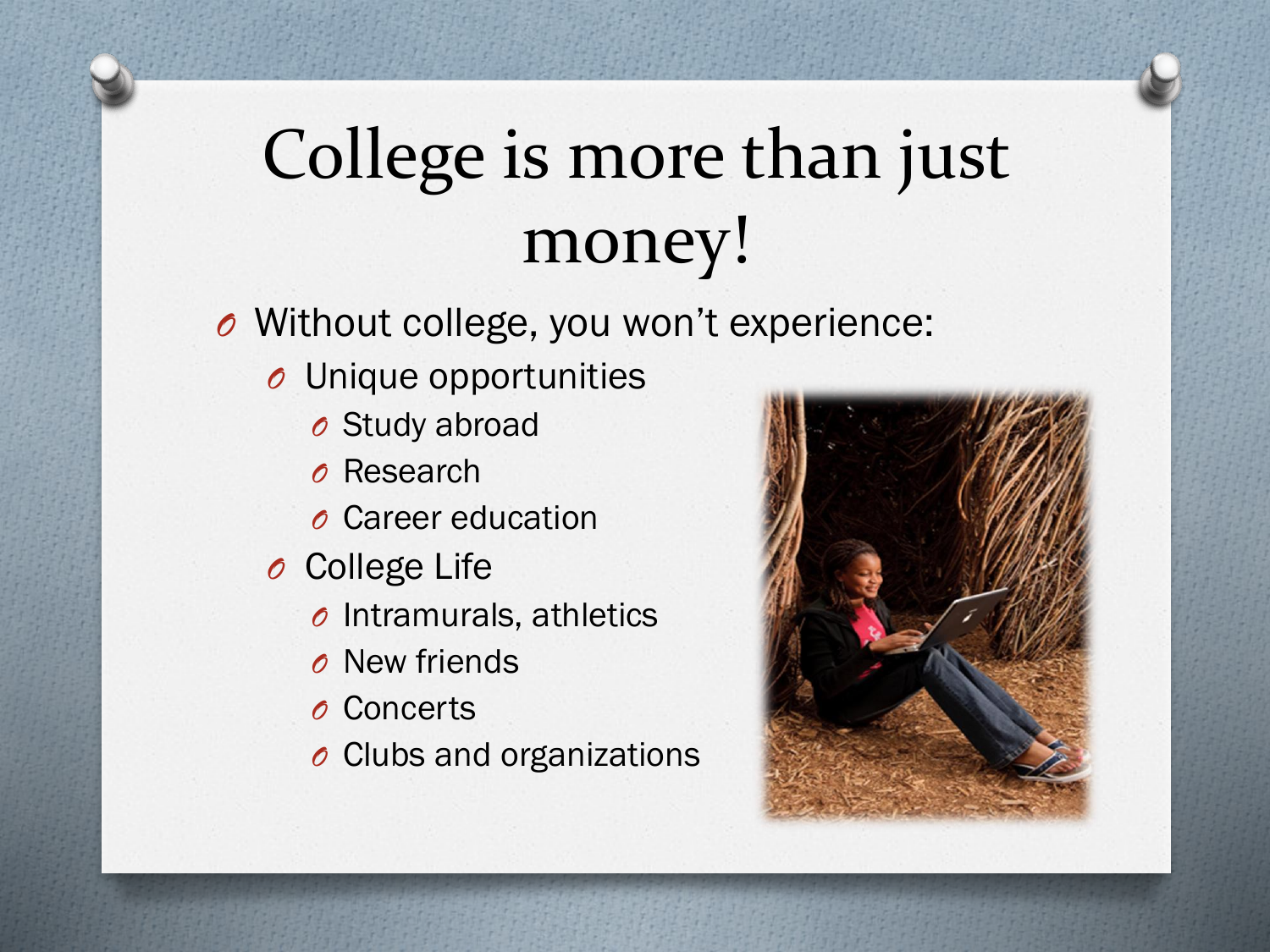# College is more than just money!

- Without college, you won't experience:
  - Unique opportunities
    - Study abroad
    - Research
    - Career education
  - College Life
    - Intramurals, athletics
    - New friends
    - Concerts
    - Clubs and organizations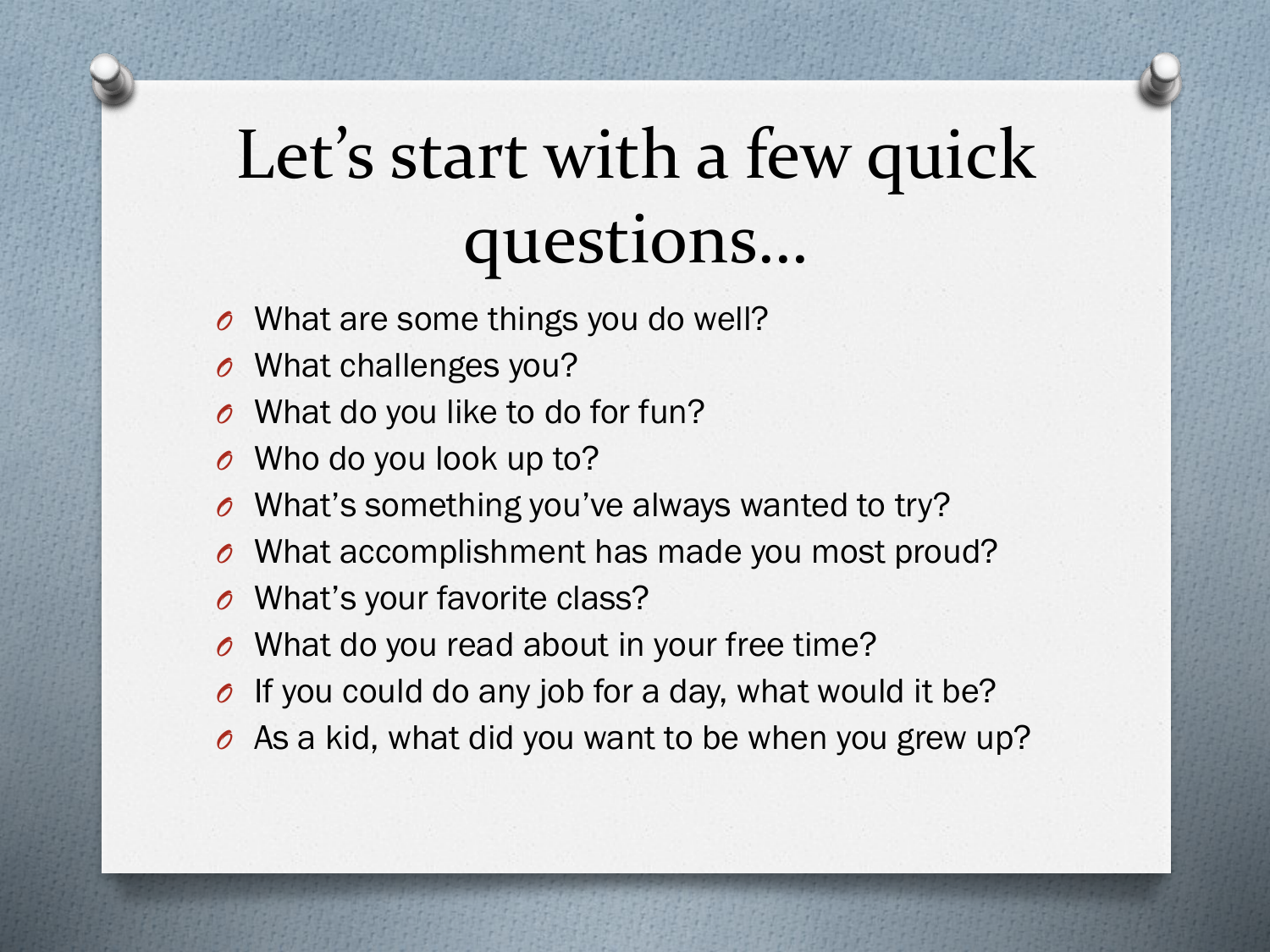# Let's start with a few quick questions…

- What are some things you do well?
- What challenges you?
- What do you like to do for fun?
- Who do you look up to?
- What's something you've always wanted to try?
- What accomplishment has made you most proud?
- What's your favorite class?
- What do you read about in your free time?
- If you could do any job for a day, what would it be?
- As a kid, what did you want to be when you grew up?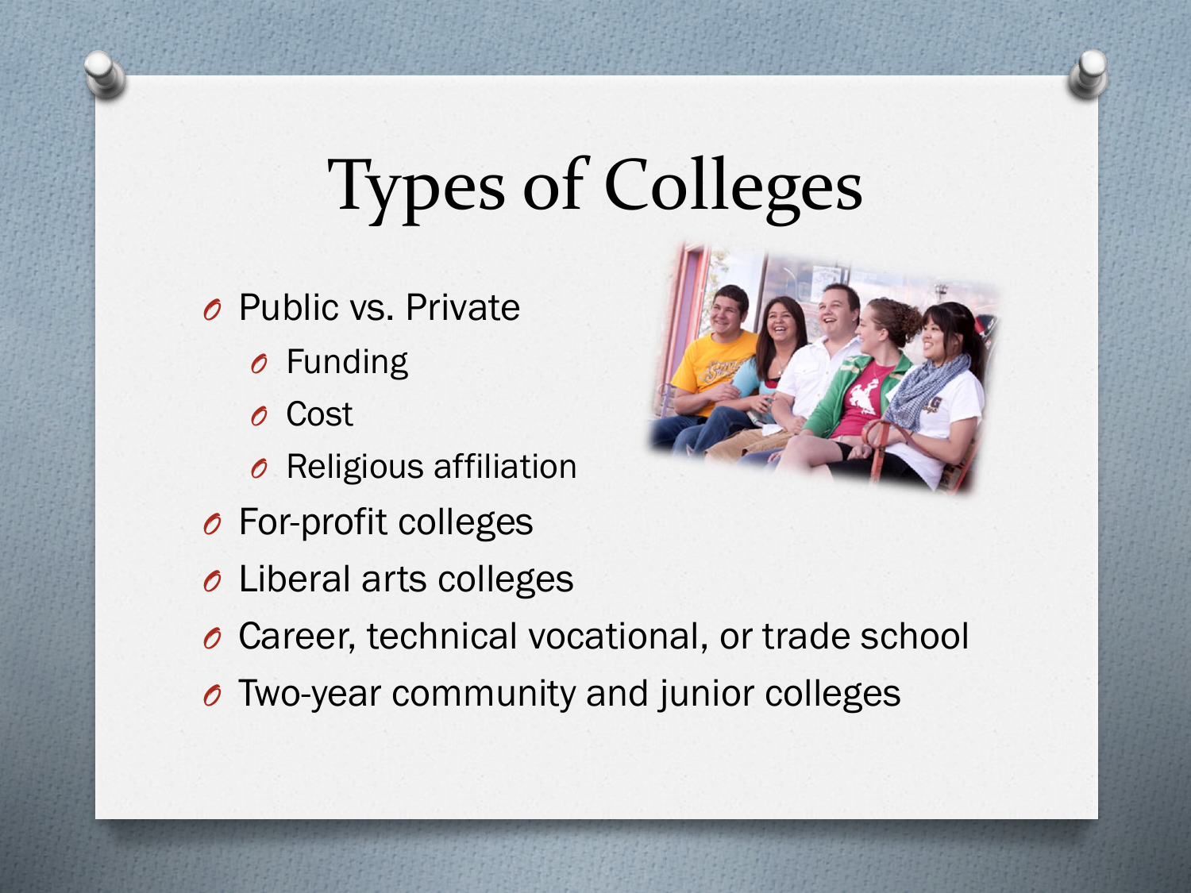# Types of Colleges

- Public vs. Private
  - Funding
  - Cost
  - Religious affiliation
- For-profit colleges
- Liberal arts colleges
- Career, technical vocational, or trade school
- Two-year community and junior colleges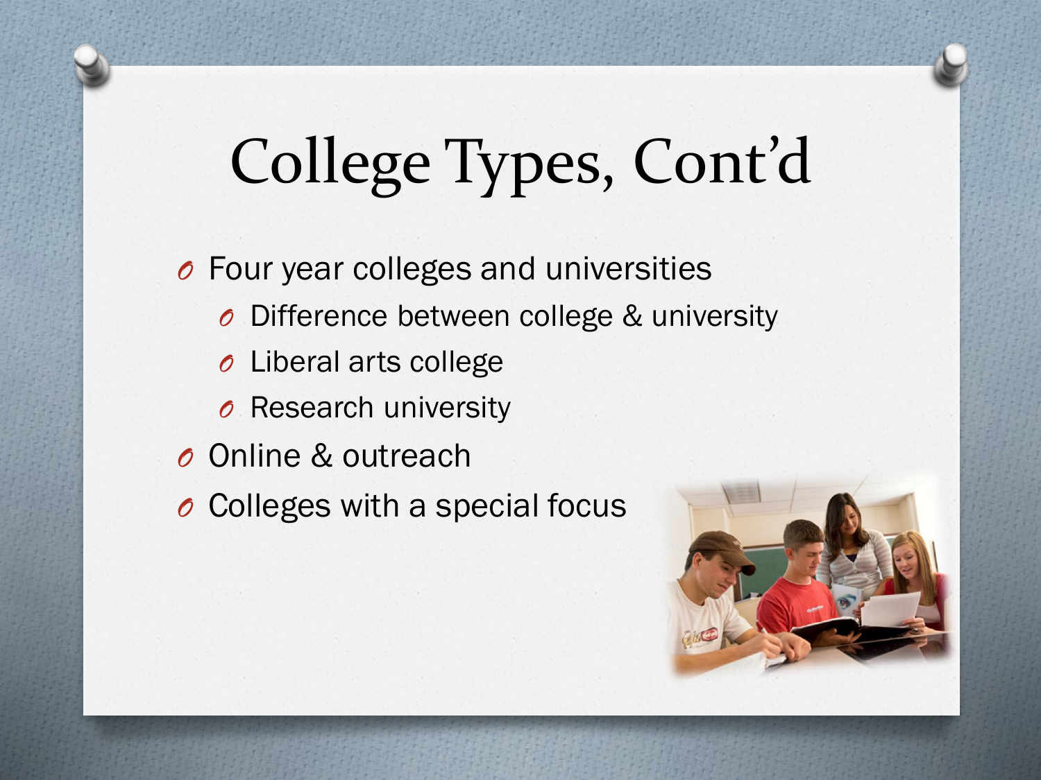# College Types, Cont'd

- Four year colleges and universities
  - Difference between college & university
  - Liberal arts college
  - Research university
- Online & outreach
- Colleges with a special focus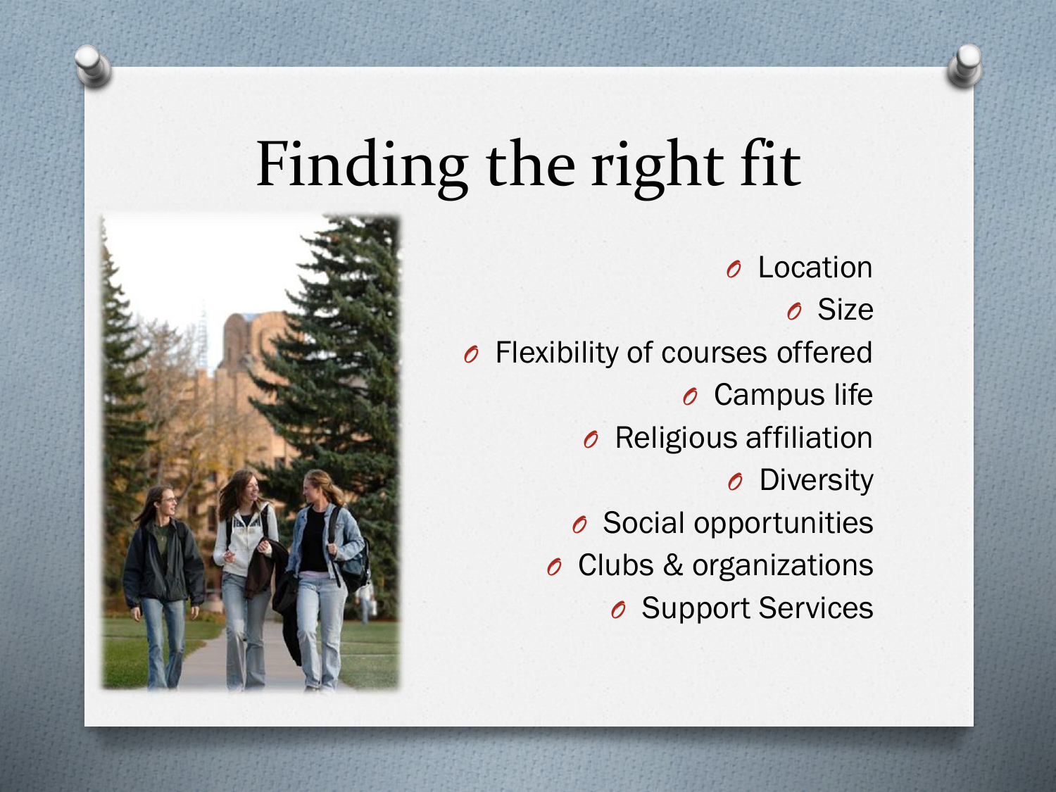# Finding the right fit

- Location
- Size
- Flexibility of courses offered
- Campus life
- Religious affiliation
- Diversity
- Social opportunities
- Clubs & organizations
- Support Services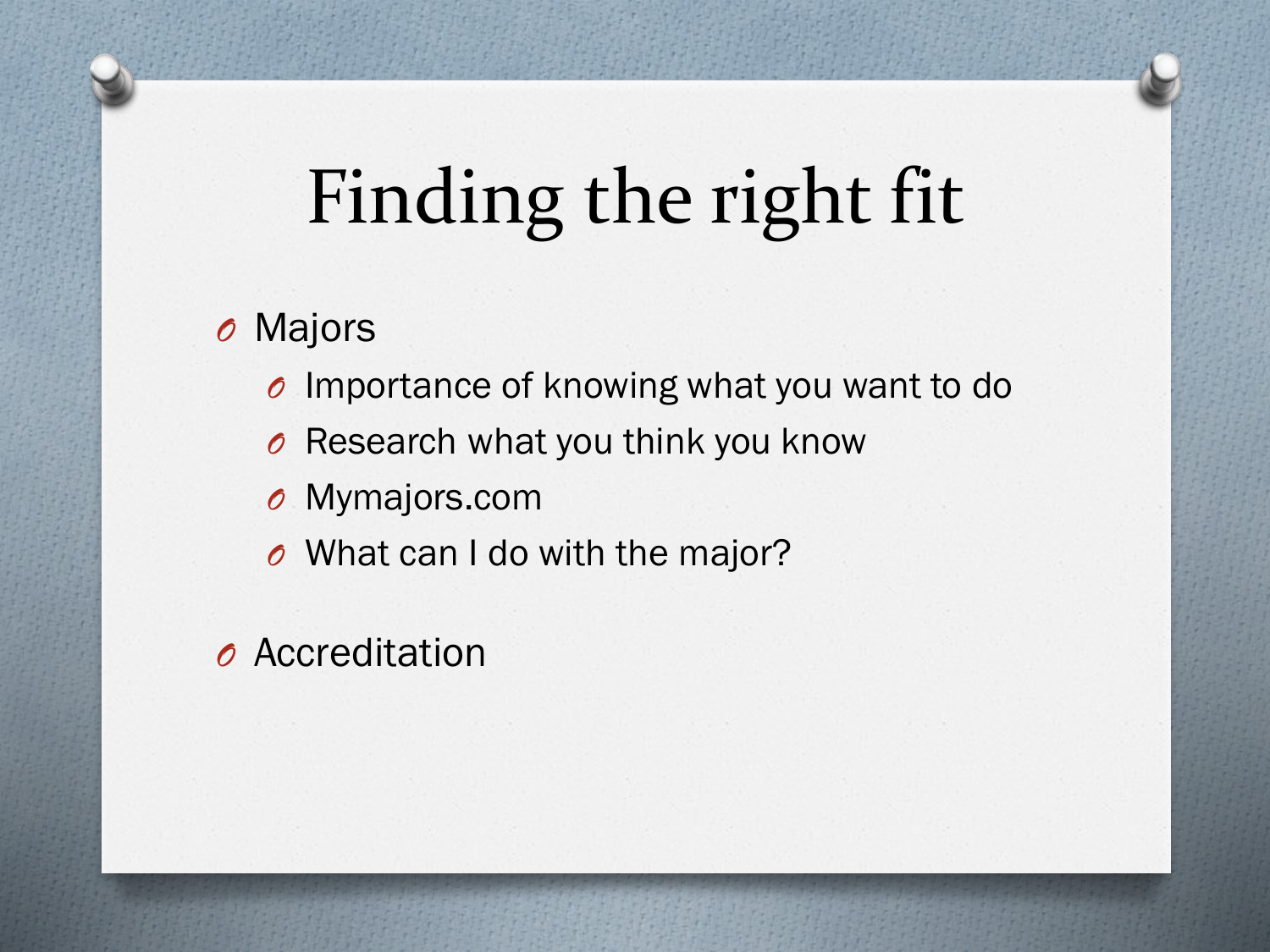# Finding the right fit

- Majors
  - Importance of knowing what you want to do
  - Research what you think you know
  - Mymajors.com
  - What can I do with the major?
- Accreditation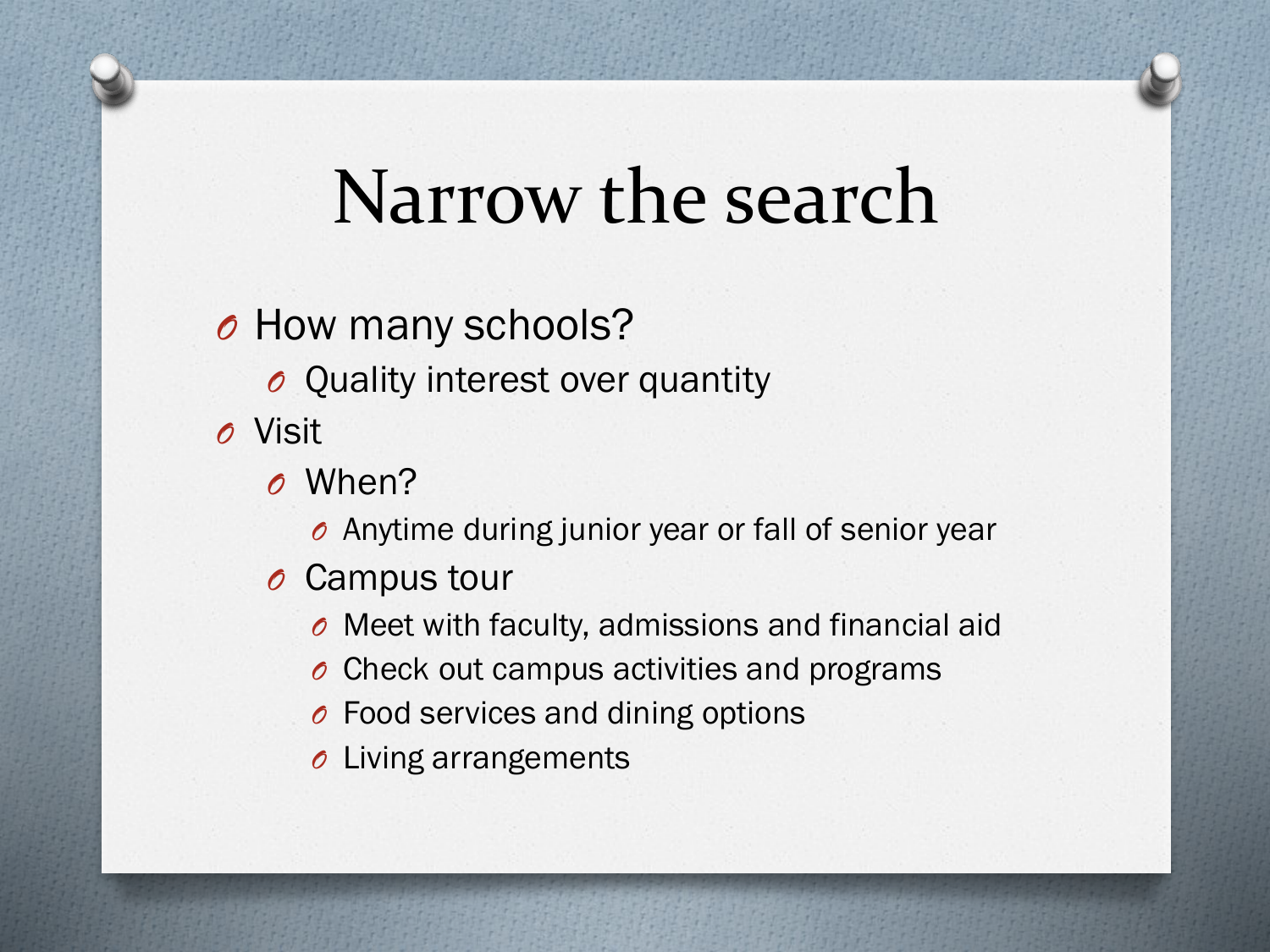# Narrow the search

- How many schools?
  - Quality interest over quantity
- Visit
  - When?
    - Anytime during junior year or fall of senior year
  - Campus tour
    - Meet with faculty, admissions and financial aid
    - Check out campus activities and programs
    - Food services and dining options
    - Living arrangements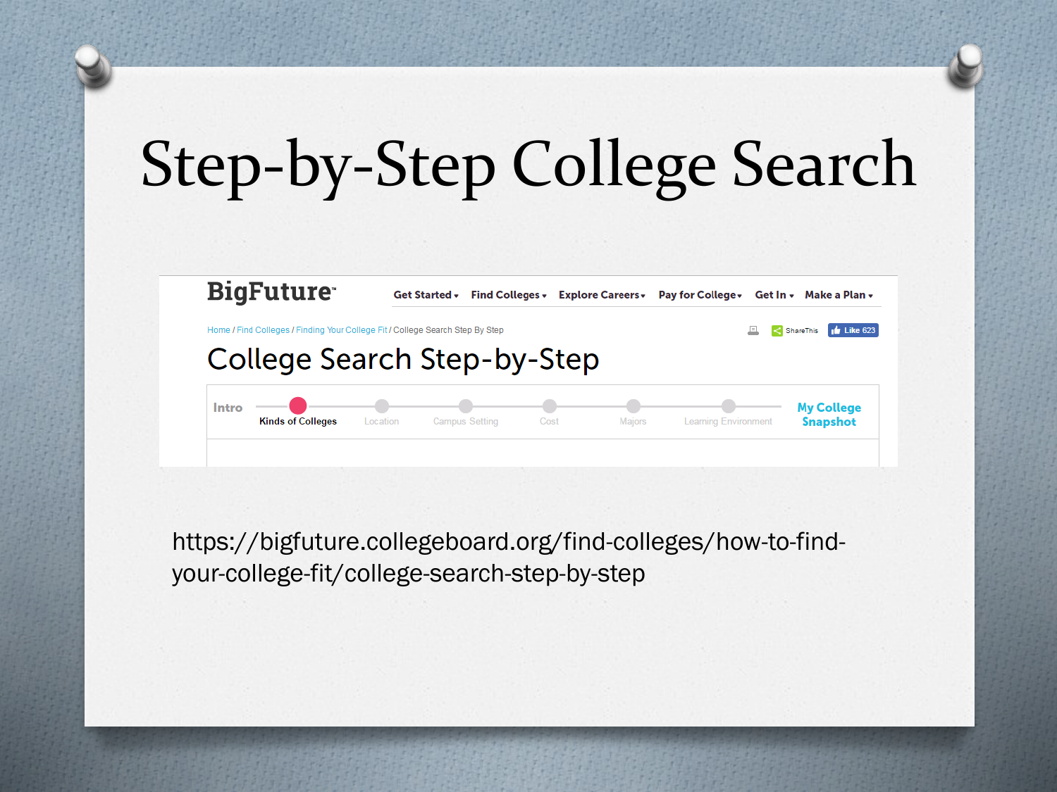# Step-by-Step College Search

BigFuture™

Get Started ▾ | Find Colleges ▾ | Explore Careers ▾ | Pay for College ▾ | Get In ▾ | Make a Plan ▾

Home / Find Colleges / Finding Your College Fit / College Search Step By Step

ShareThis | Like 623

## College Search Step-by-Step

Intro — Kinds of Colleges — Location — Campus Setting — Cost — Majors — Learning Environment — My College Snapshot

https://bigfuture.collegeboard.org/find-colleges/how-to-find-your-college-fit/college-search-step-by-step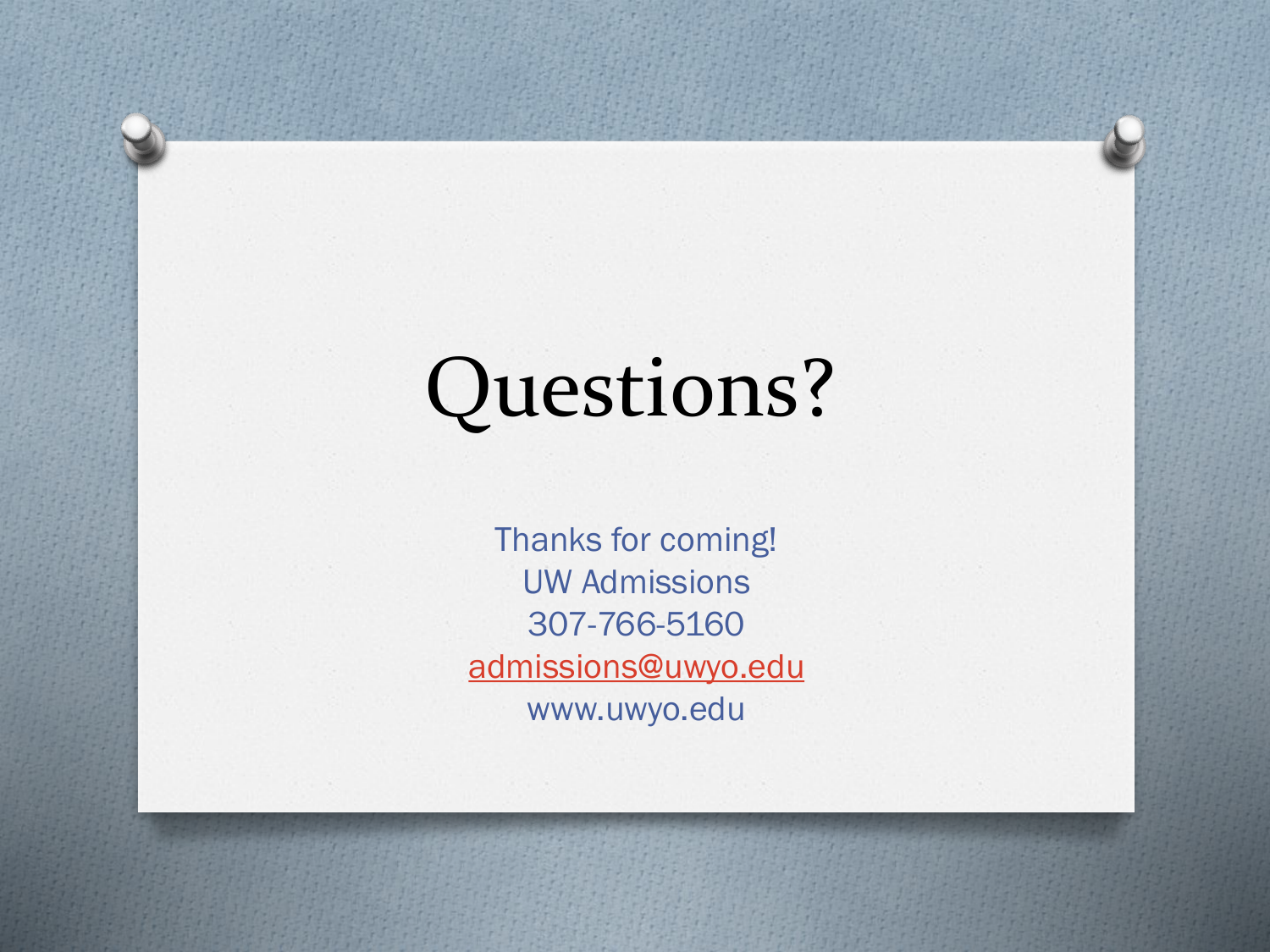# Questions?

Thanks for coming!
UW Admissions
307-766-5160
admissions@uwyo.edu
www.uwyo.edu